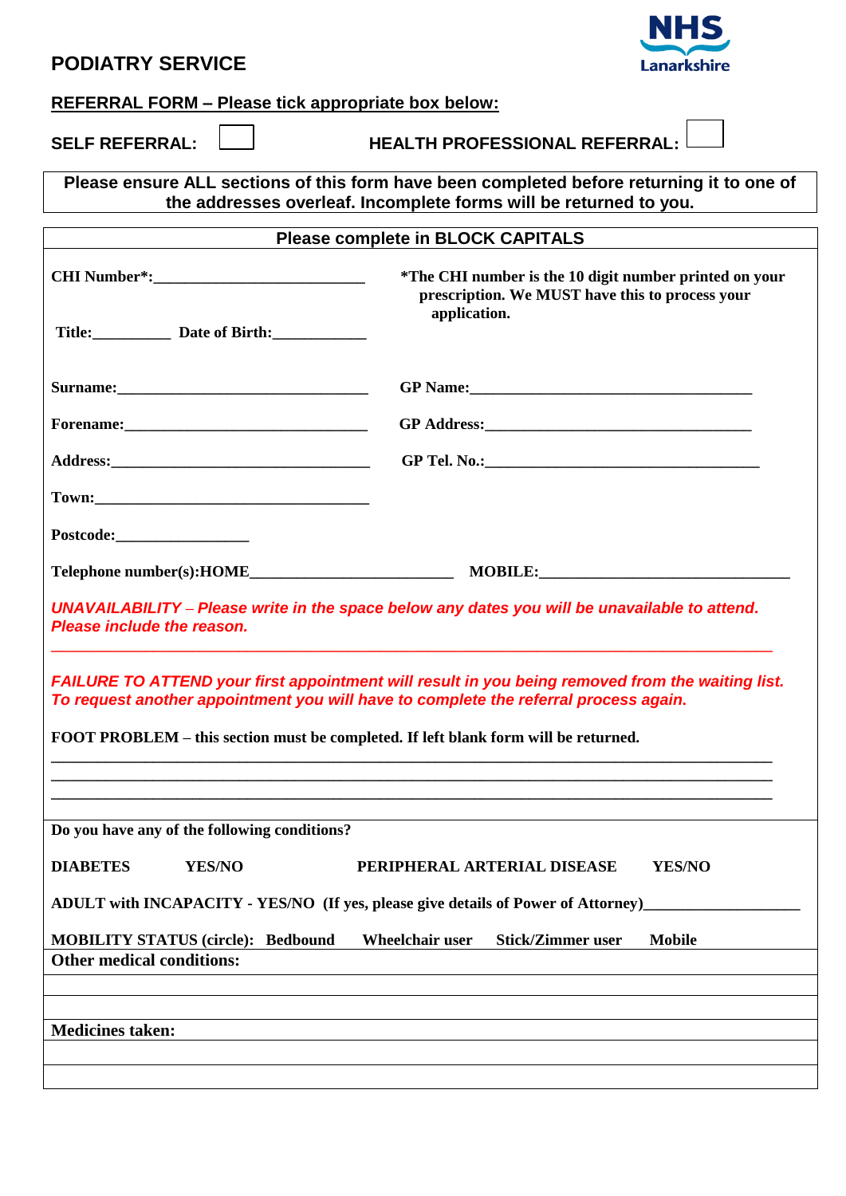# PODIATRY SERVICE

NHS Lanarkshire

**REFERRAL FORM – Please tick appropriate box below:**

**SELF REFERRAL:** ☐ **HEALTH PROFESSIONAL REFERRAL:** ☐

**Please ensure ALL sections of this form have been completed before returning it to one of the addresses overleaf. Incomplete forms will be returned to you.**

**Please complete in BLOCK CAPITALS**

**CHI Number*:**__________________________

***The CHI number is the 10 digit number printed on your prescription. We MUST have this to process your application.**

**Title:**_________ **Date of Birth:**___________

**Surname:**________________________________

**Forename:**_______________________________

**Address:**_________________________________

**Town:**___________________________________

**Postcode:**________________

**GP Name:**___________________________________

**GP Address:**_________________________________

**GP Tel. No.:**__________________________________

**Telephone number(s):HOME**________________________ **MOBILE:**_______________________________

***UNAVAILABILITY – Please write in the space below any dates you will be unavailable to attend. Please include the reason.***

______________________________________________________________________________

***FAILURE TO ATTEND your first appointment will result in you being removed from the waiting list. To request another appointment you will have to complete the referral process again.***

**FOOT PROBLEM – this section must be completed. If left blank form will be returned.**

______________________________________________________________________________
______________________________________________________________________________
______________________________________________________________________________

**Do you have any of the following conditions?**

**DIABETES YES/NO** **PERIPHERAL ARTERIAL DISEASE YES/NO**

**ADULT with INCAPACITY - YES/NO (If yes, please give details of Power of Attorney)**___________________

**MOBILITY STATUS (circle): Bedbound Wheelchair user Stick/Zimmer user Mobile**

**Other medical conditions:**

______________________________________________________________________________
______________________________________________________________________________

**Medicines taken:**

______________________________________________________________________________
______________________________________________________________________________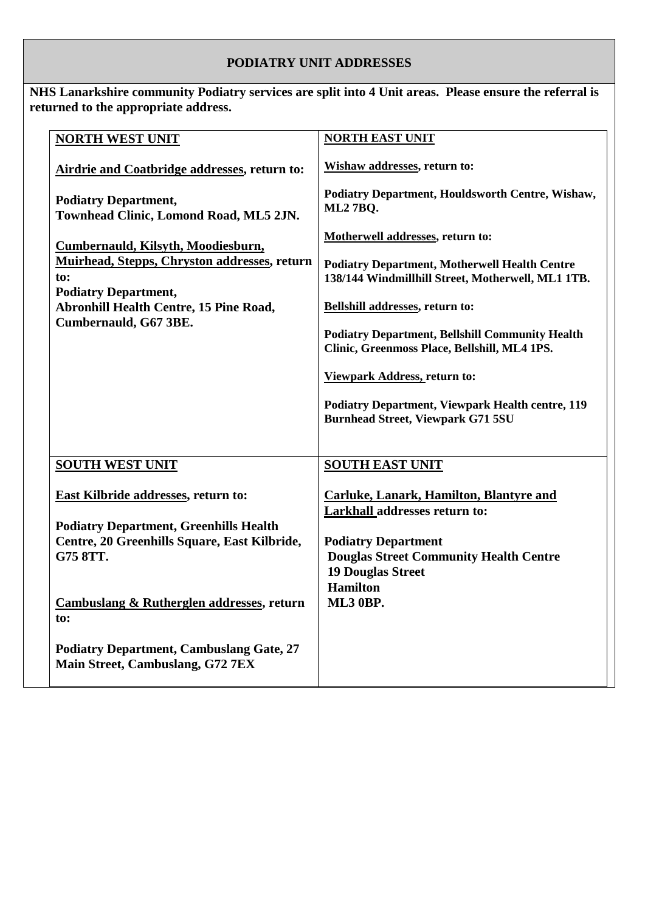## PODIATRY UNIT ADDRESSES

**NHS Lanarkshire community Podiatry services are split into 4 Unit areas. Please ensure the referral is returned to the appropriate address.**

| | |
|---|---|
| **NORTH WEST UNIT**<br><br>**Airdrie and Coatbridge addresses, return to:**<br><br>**Podiatry Department, Townhead Clinic, Lomond Road, ML5 2JN.**<br><br>**Cumbernauld, Kilsyth, Moodiesburn, Muirhead, Stepps, Chryston addresses, return to:**<br>**Podiatry Department, Abronhill Health Centre, 15 Pine Road, Cumbernauld, G67 3BE.** | **NORTH EAST UNIT**<br><br>**Wishaw addresses, return to:**<br><br>**Podiatry Department, Houldsworth Centre, Wishaw, ML2 7BQ.**<br><br>**Motherwell addresses, return to:**<br><br>**Podiatry Department, Motherwell Health Centre 138/144 Windmillhill Street, Motherwell, ML1 1TB.**<br><br>**Bellshill addresses, return to:**<br><br>**Podiatry Department, Bellshill Community Health Clinic, Greenmoss Place, Bellshill, ML4 1PS.**<br><br>**Viewpark Address, return to:**<br><br>**Podiatry Department, Viewpark Health centre, 119 Burnhead Street, Viewpark G71 5SU** |
| **SOUTH WEST UNIT**<br><br>**East Kilbride addresses, return to:**<br><br>**Podiatry Department, Greenhills Health Centre, 20 Greenhills Square, East Kilbride, G75 8TT.**<br><br>**Cambuslang & Rutherglen addresses, return to:**<br><br>**Podiatry Department, Cambuslang Gate, 27 Main Street, Cambuslang, G72 7EX** | **SOUTH EAST UNIT**<br><br>**Carluke, Lanark, Hamilton, Blantyre and Larkhall addresses return to:**<br><br>**Podiatry Department**<br>**Douglas Street Community Health Centre**<br>**19 Douglas Street**<br>**Hamilton**<br>**ML3 0BP.** |